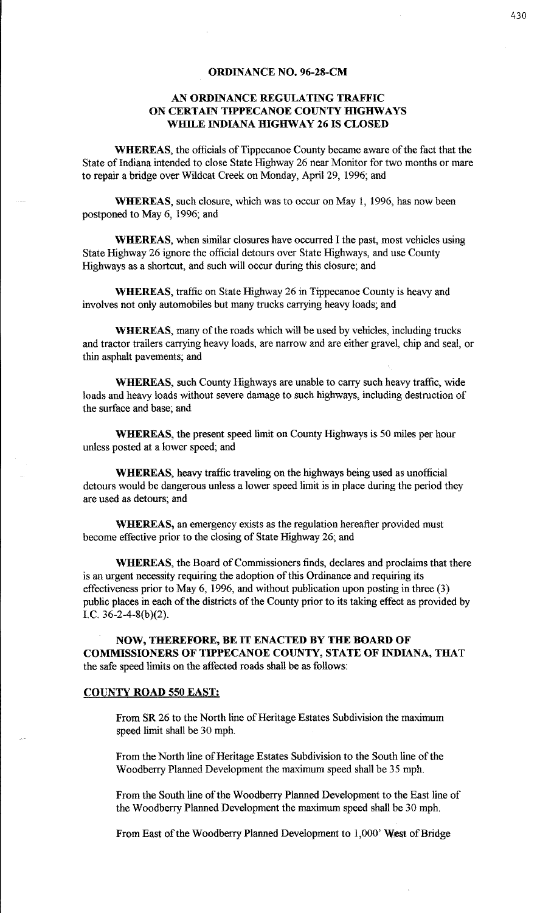**ORDINANCE NO. 96-28-CM**

**AN ORDINANCE REGULATING TRAFFIC ON CERTAIN TIPPECANOE COUNTY HIGHWAYS WHILE INDIANA HIGHWAY 26 IS CLOSED**

**WHEREAS**, the officials of Tippecanoe County became aware of the fact that the State of Indiana intended to close State Highway 26 near Monitor for two months or mare to repair a bridge over Wildcat Creek on Monday, April 29, 1996; and

**WHEREAS**, such closure, which was to occur on May 1, 1996, has now been postponed to May 6, 1996; and

**WHEREAS**, when similar closures have occurred I the past, most vehicles using State Highway 26 ignore the official detours over State Highways, and use County Highways as a shortcut, and such will occur during this closure; and

**WHEREAS**, traffic on State Highway 26 in Tippecanoe County is heavy and involves not only automobiles but many trucks carrying heavy loads; and

**WHEREAS**, many of the roads which will be used by vehicles, including trucks and tractor trailers carrying heavy loads, are narrow and are either gravel, chip and seal, or thin asphalt pavements; and

**WHEREAS**, such County Highways are unable to carry such heavy traffic, wide loads and heavy loads without severe damage to such highways, including destruction of the surface and base; and

**WHEREAS**, the present speed limit on County Highways is 50 miles per hour unless posted at a lower speed; and

**WHEREAS**, heavy traffic traveling on the highways being used as unofficial detours would be dangerous unless a lower speed limit is in place during the period they are used as detours; and

**WHEREAS,** an emergency exists as the regulation hereafter provided must become effective prior to the closing of State Highway 26; and

**WHEREAS**, the Board of Commissioners finds, declares and proclaims that there is an urgent necessity requiring the adoption of this Ordinance and requiring its effectiveness prior to May 6, 1996, and without publication upon posting in three (3) public places in each of the districts of the County prior to its taking effect as provided by I.C. 36-2-4-8(b)(2).

**NOW, THEREFORE, BE IT ENACTED BY THE BOARD OF COMMISSIONERS OF TIPPECANOE COUNTY, STATE OF INDIANA, THAT** the safe speed limits on the affected roads shall be as follows:

**COUNTY ROAD 550 EAST:**

From SR 26 to the North line of Heritage Estates Subdivision the maximum speed limit shall be 30 mph.

From the North line of Heritage Estates Subdivision to the South line of the Woodberry Planned Development the maximum speed shall be 35 mph.

From the South line of the Woodberry Planned Development to the East line of the Woodberry Planned Development the maximum speed shall be 30 mph.

From East of the Woodberry Planned Development to 1,000' West of Bridge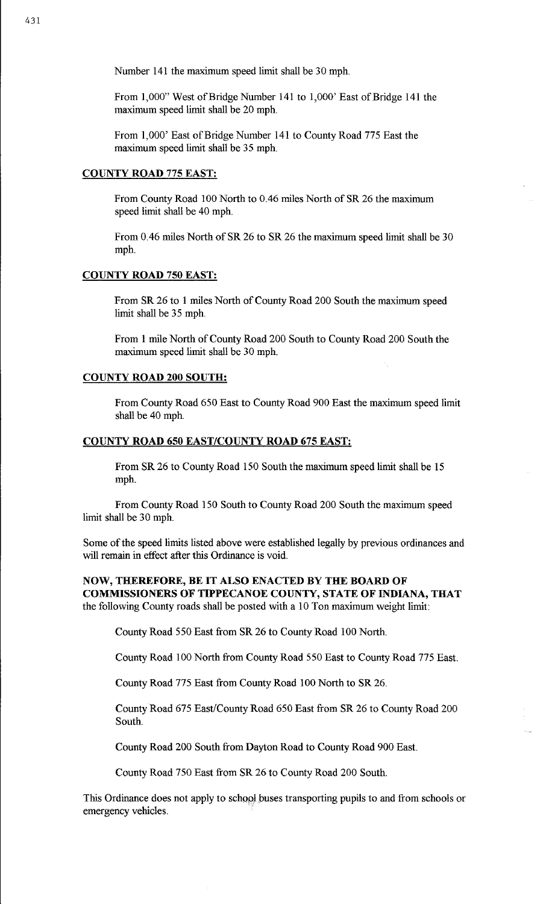Number 141 the maximum speed limit shall be 30 mph.

From 1,000" West of Bridge Number 141 to 1,000' East of Bridge 141 the maximum speed limit shall be 20 mph.

From 1,000' East of Bridge Number 141 to County Road 775 East the maximum speed limit shall be 35 mph.

**COUNTY ROAD 775 EAST:**

From County Road 100 North to 0.46 miles North of SR 26 the maximum speed limit shall be 40 mph.

From 0.46 miles North of SR 26 to SR 26 the maximum speed limit shall be 30 mph.

**COUNTY ROAD 750 EAST:**

From SR 26 to 1 miles North of County Road 200 South the maximum speed limit shall be 35 mph.

From 1 mile North of County Road 200 South to County Road 200 South the maximum speed limit shall be 30 mph.

**COUNTY ROAD 200 SOUTH:**

From County Road 650 East to County Road 900 East the maximum speed limit shall be 40 mph.

**COUNTY ROAD 650 EAST/COUNTY ROAD 675 EAST:**

From SR 26 to County Road 150 South the maximum speed limit shall be 15 mph.

From County Road 150 South to County Road 200 South the maximum speed limit shall be 30 mph.

Some of the speed limits listed above were established legally by previous ordinances and will remain in effect after this Ordinance is void.

**NOW, THEREFORE, BE IT ALSO ENACTED BY THE BOARD OF COMMISSIONERS OF TIPPECANOE COUNTY, STATE OF INDIANA, THAT** the following County roads shall be posted with a 10 Ton maximum weight limit:

County Road 550 East from SR 26 to County Road 100 North.

County Road 100 North from County Road 550 East to County Road 775 East.

County Road 775 East from County Road 100 North to SR 26.

County Road 675 East/County Road 650 East from SR 26 to County Road 200 South.

County Road 200 South from Dayton Road to County Road 900 East.

County Road 750 East from SR 26 to County Road 200 South.

This Ordinance does not apply to school buses transporting pupils to and from schools or emergency vehicles.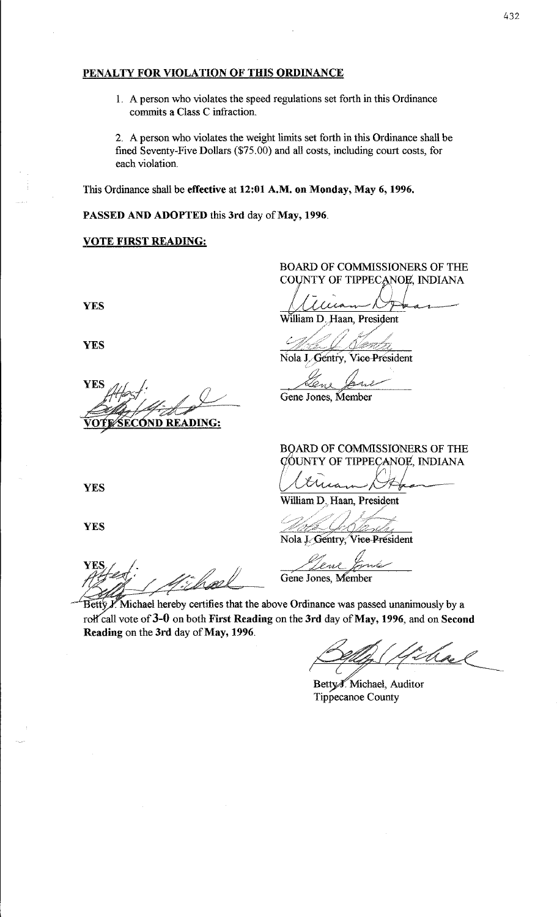## PENALTY FOR VIOLATION OF THIS ORDINANCE

1. A person who violates the speed regulations set forth in this Ordinance commits a Class C infraction.

2. A person who violates the weight limits set forth in this Ordinance shall be fined Seventy-Five Dollars ($75.00) and all costs, including court costs, for each violation.

This Ordinance shall be **effective** at **12:01 A.M. on Monday, May 6, 1996.**

**PASSED AND ADOPTED** this **3rd** day of **May, 1996**.

**VOTE FIRST READING:**

BOARD OF COMMISSIONERS OF THE COUNTY OF TIPPECANOE, INDIANA

| | |
|---|---|
| YES | William D. Haan, President |
| YES | Nola J. Gentry, Vice President |
| YES | Gene Jones, Member |

Attest:

**VOTE SECOND READING:**

BOARD OF COMMISSIONERS OF THE COUNTY OF TIPPECANOE, INDIANA

| | |
|---|---|
| YES | William D. Haan, President |
| YES | Nola J. Gentry, Vice President |
| YES | Gene Jones, Member |

Attest:

Betty J. Michael hereby certifies that the above Ordinance was passed unanimously by a roll call vote of **3-0** on both **First Reading** on the **3rd** day of **May, 1996**, and on **Second Reading** on the **3rd** day of **May, 1996**.

Betty J. Michael, Auditor
Tippecanoe County